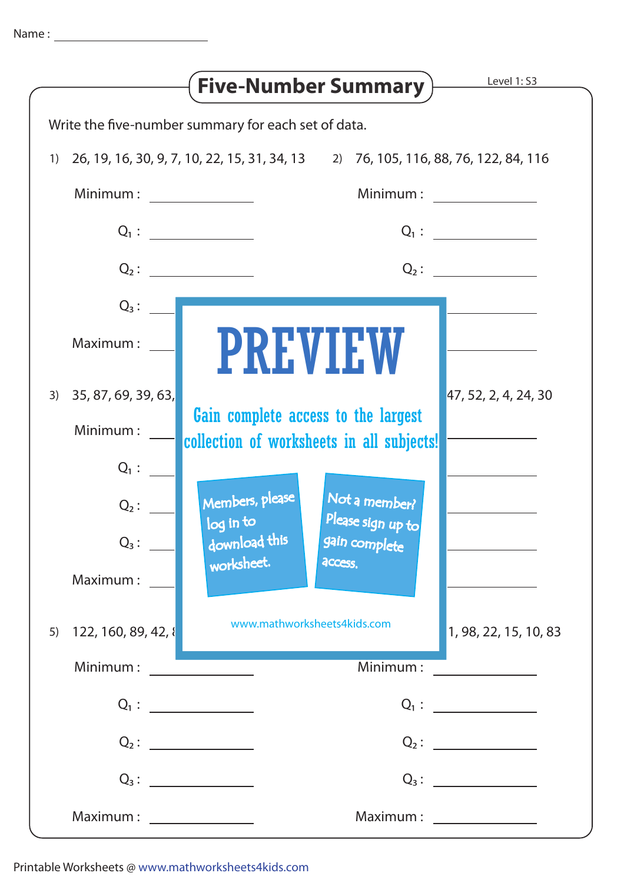Name : ______________________

# Five-Number Summary

Level 1: S3

Write the five-number summary for each set of data.

1) 26, 19, 16, 30, 9, 7, 10, 22, 15, 31, 34, 13

Minimum : __________

$Q_1$ : __________

$Q_2$ : __________

$Q_3$ : __________

Maximum : __________

2) 76, 105, 116, 88, 76, 122, 84, 116

Minimum : __________

$Q_1$ : __________

$Q_2$ : __________

$Q_3$ : __________

Maximum : __________

3) 35, 87, 69, 39, 63,

Minimum : __________

$Q_1$ : __________

$Q_2$ : __________

$Q_3$ : __________

Maximum : __________

4) 47, 52, 2, 4, 24, 30

Minimum : __________

$Q_1$ : __________

$Q_2$ : __________

$Q_3$ : __________

Maximum : __________

5) 122, 160, 89, 42,

Minimum : __________

$Q_1$ : __________

$Q_2$ : __________

$Q_3$ : __________

Maximum : __________

6) 1, 98, 22, 15, 10, 83

Minimum : __________

$Q_1$ : __________

$Q_2$ : __________

$Q_3$ : __________

Maximum : __________

PREVIEW

Gain complete access to the largest collection of worksheets in all subjects!

Members, please log in to download this worksheet.

Not a member? Please sign up to gain complete access.

www.mathworksheets4kids.com

Printable Worksheets @ www.mathworksheets4kids.com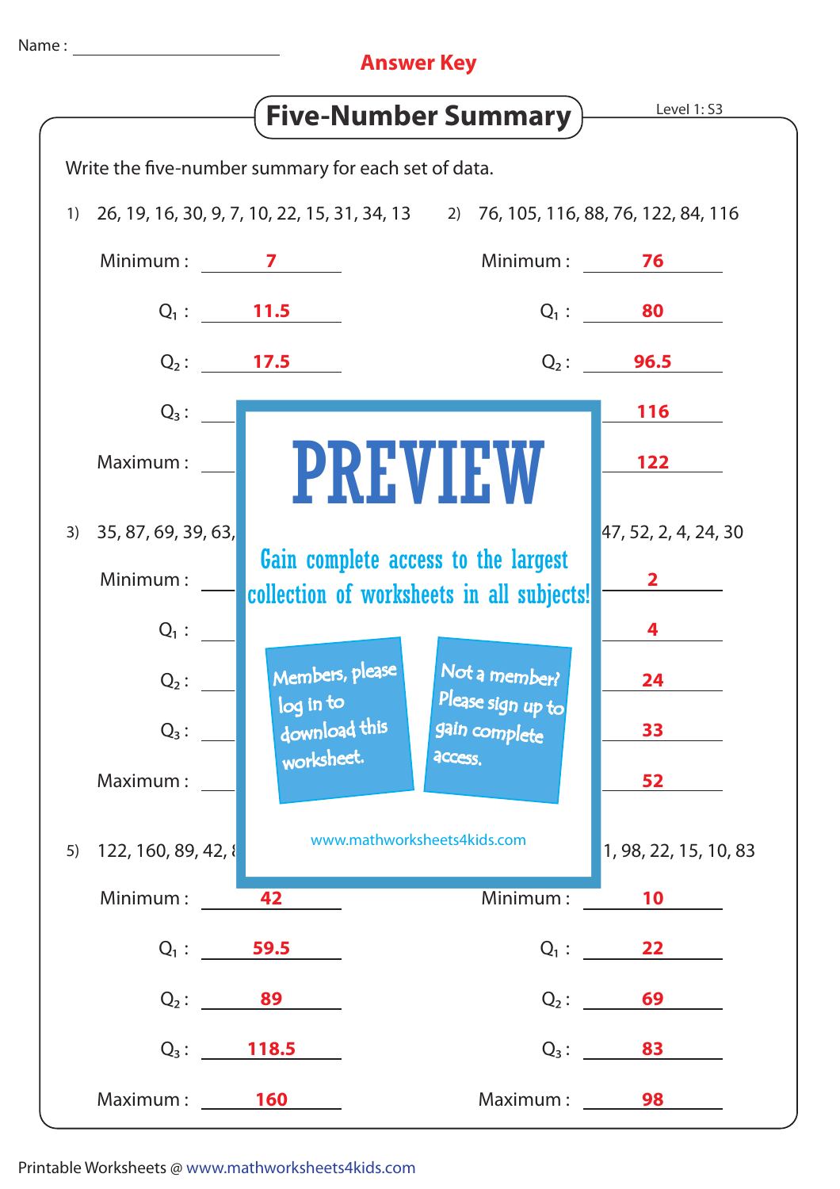Name : ____________________

**Answer Key**

# Five-Number Summary

Level 1: S3

Write the five-number summary for each set of data.

1) 26, 19, 16, 30, 9, 7, 10, 22, 15, 31, 34, 13

Minimum : **7**

$Q_1$ : **11.5**

$Q_2$ : **17.5**

$Q_3$ :

Maximum :

2) 76, 105, 116, 88, 76, 122, 84, 116

Minimum : **76**

$Q_1$ : **80**

$Q_2$ : **96.5**

$Q_3$ : **116**

Maximum : **122**

3) 35, 87, 69, 39, 63,

Minimum :

$Q_1$ :

$Q_2$ :

$Q_3$ :

Maximum :

4) 47, 52, 2, 4, 24, 30

Minimum : **2**

$Q_1$ : **4**

$Q_2$ : **24**

$Q_3$ : **33**

Maximum : **52**

5) 122, 160, 89, 42,

Minimum : **42**

$Q_1$ : **59.5**

$Q_2$ : **89**

$Q_3$ : **118.5**

Maximum : **160**

6) 1, 98, 22, 15, 10, 83

Minimum : **10**

$Q_1$ : **22**

$Q_2$ : **69**

$Q_3$ : **83**

Maximum : **98**

PREVIEW

Gain complete access to the largest collection of worksheets in all subjects!

Members, please log in to download this worksheet.

Not a member? Please sign up to gain complete access.

www.mathworksheets4kids.com

Printable Worksheets @ www.mathworksheets4kids.com